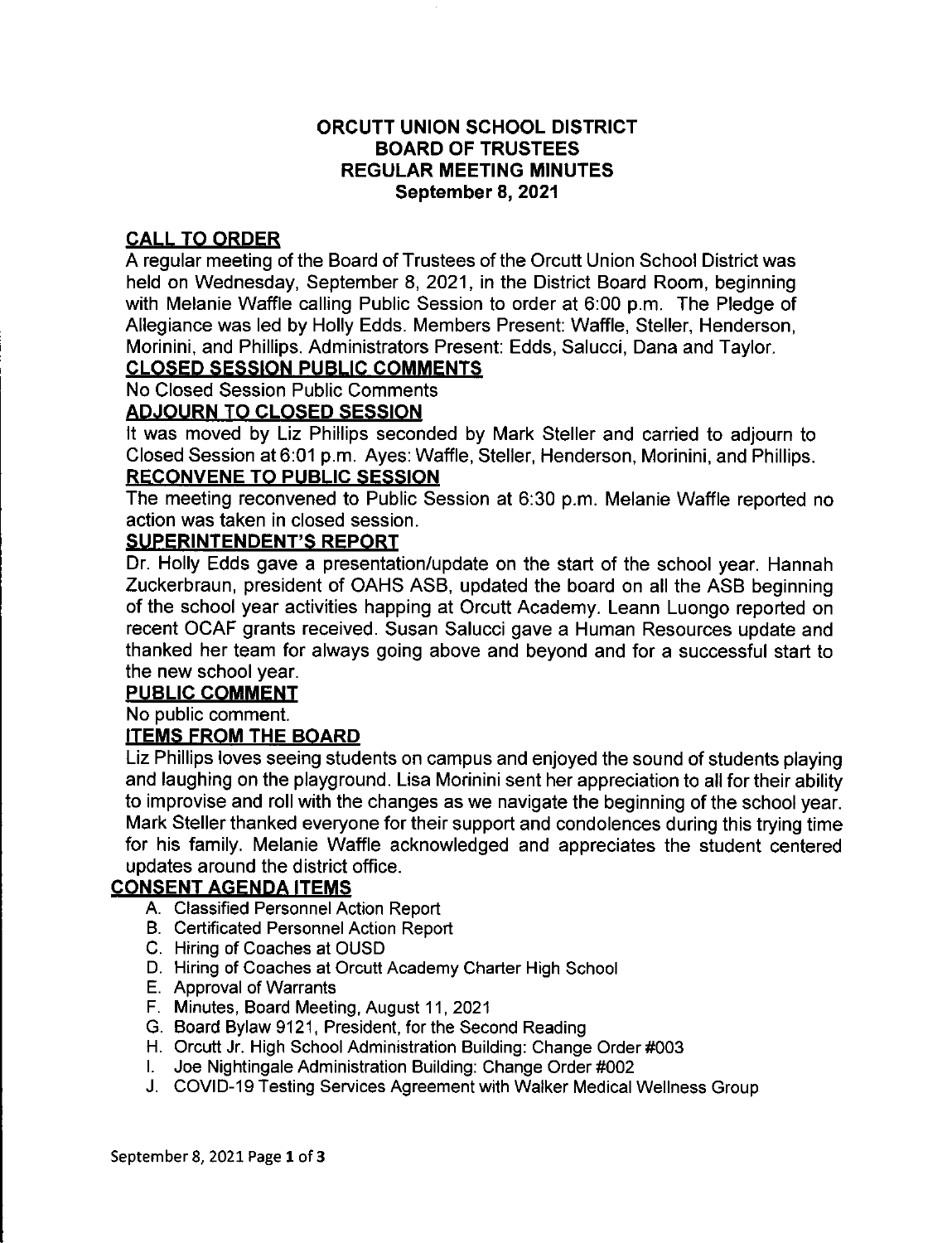**ORCUTT UNION SCHOOL DISTRICT**
**BOARD OF TRUSTEES**
**REGULAR MEETING MINUTES**
**September 8, 2021**

**CALL TO ORDER**

A regular meeting of the Board of Trustees of the Orcutt Union School District was held on Wednesday, September 8, 2021, in the District Board Room, beginning with Melanie Waffle calling Public Session to order at 6:00 p.m. The Pledge of Allegiance was led by Holly Edds. Members Present: Waffle, Steller, Henderson, Morinini, and Phillips. Administrators Present: Edds, Salucci, Dana and Taylor.

**CLOSED SESSION PUBLIC COMMENTS**

No Closed Session Public Comments

**ADJOURN TO CLOSED SESSION**

It was moved by Liz Phillips seconded by Mark Steller and carried to adjourn to Closed Session at 6:01 p.m. Ayes: Waffle, Steller, Henderson, Morinini, and Phillips.

**RECONVENE TO PUBLIC SESSION**

The meeting reconvened to Public Session at 6:30 p.m. Melanie Waffle reported no action was taken in closed session.

**SUPERINTENDENT'S REPORT**

Dr. Holly Edds gave a presentation/update on the start of the school year. Hannah Zuckerbraun, president of OAHS ASB, updated the board on all the ASB beginning of the school year activities happing at Orcutt Academy. Leann Luongo reported on recent OCAF grants received. Susan Salucci gave a Human Resources update and thanked her team for always going above and beyond and for a successful start to the new school year.

**PUBLIC COMMENT**

No public comment.

**ITEMS FROM THE BOARD**

Liz Phillips loves seeing students on campus and enjoyed the sound of students playing and laughing on the playground. Lisa Morinini sent her appreciation to all for their ability to improvise and roll with the changes as we navigate the beginning of the school year. Mark Steller thanked everyone for their support and condolences during this trying time for his family. Melanie Waffle acknowledged and appreciates the student centered updates around the district office.

**CONSENT AGENDA ITEMS**

A. Classified Personnel Action Report
B. Certificated Personnel Action Report
C. Hiring of Coaches at OUSD
D. Hiring of Coaches at Orcutt Academy Charter High School
E. Approval of Warrants
F. Minutes, Board Meeting, August 11, 2021
G. Board Bylaw 9121, President, for the Second Reading
H. Orcutt Jr. High School Administration Building: Change Order #003
I. Joe Nightingale Administration Building: Change Order #002
J. COVID-19 Testing Services Agreement with Walker Medical Wellness Group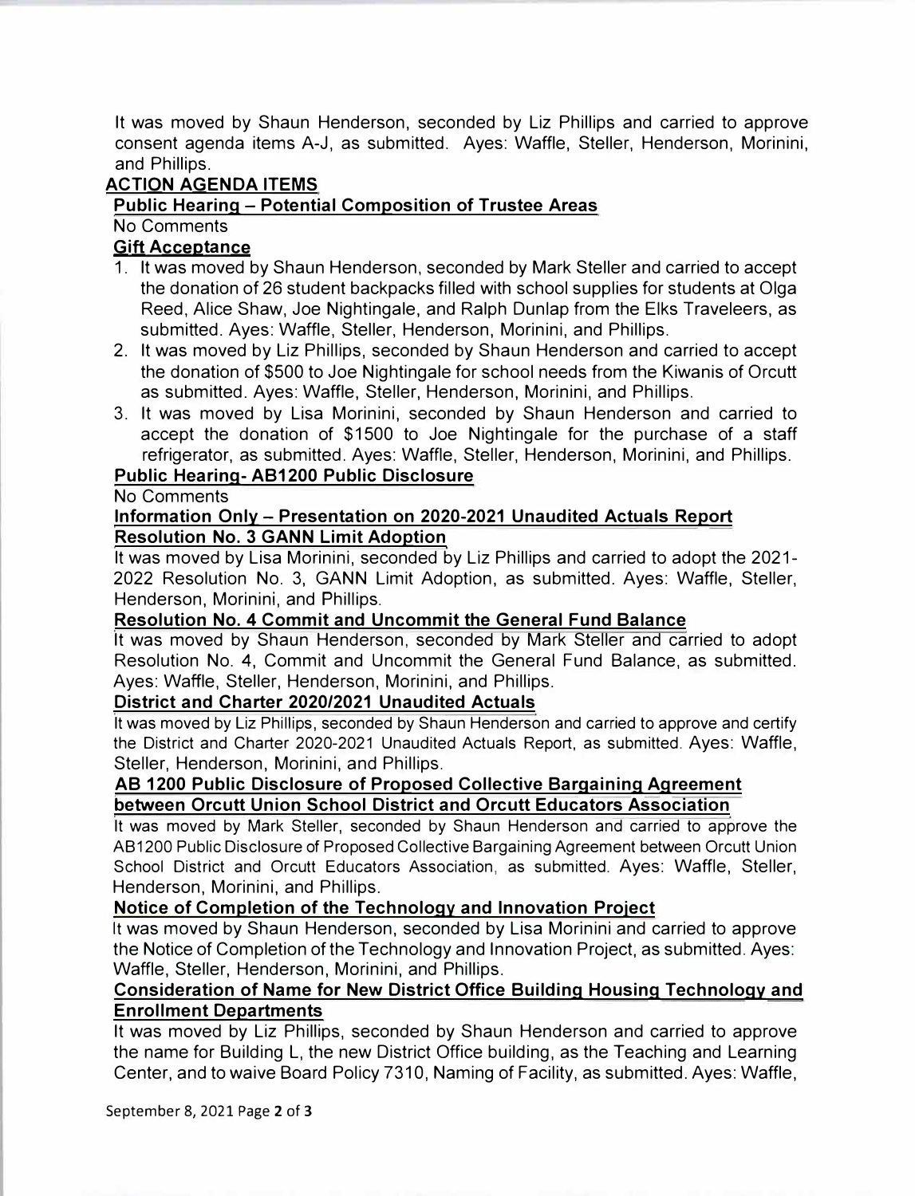It was moved by Shaun Henderson, seconded by Liz Phillips and carried to approve consent agenda items A-J, as submitted. Ayes: Waffle, Steller, Henderson, Morinini, and Phillips.

**ACTION AGENDA ITEMS**

**Public Hearing – Potential Composition of Trustee Areas**

No Comments

**Gift Acceptance**

1. It was moved by Shaun Henderson, seconded by Mark Steller and carried to accept the donation of 26 student backpacks filled with school supplies for students at Olga Reed, Alice Shaw, Joe Nightingale, and Ralph Dunlap from the Elks Traveleers, as submitted. Ayes: Waffle, Steller, Henderson, Morinini, and Phillips.
2. It was moved by Liz Phillips, seconded by Shaun Henderson and carried to accept the donation of $500 to Joe Nightingale for school needs from the Kiwanis of Orcutt as submitted. Ayes: Waffle, Steller, Henderson, Morinini, and Phillips.
3. It was moved by Lisa Morinini, seconded by Shaun Henderson and carried to accept the donation of $1500 to Joe Nightingale for the purchase of a staff refrigerator, as submitted. Ayes: Waffle, Steller, Henderson, Morinini, and Phillips.

**Public Hearing- AB1200 Public Disclosure**

No Comments

**Information Only – Presentation on 2020-2021 Unaudited Actuals Report**

**Resolution No. 3 GANN Limit Adoption**

It was moved by Lisa Morinini, seconded by Liz Phillips and carried to adopt the 2021-2022 Resolution No. 3, GANN Limit Adoption, as submitted. Ayes: Waffle, Steller, Henderson, Morinini, and Phillips.

**Resolution No. 4 Commit and Uncommit the General Fund Balance**

It was moved by Shaun Henderson, seconded by Mark Steller and carried to adopt Resolution No. 4, Commit and Uncommit the General Fund Balance, as submitted. Ayes: Waffle, Steller, Henderson, Morinini, and Phillips.

**District and Charter 2020/2021 Unaudited Actuals**

It was moved by Liz Phillips, seconded by Shaun Henderson and carried to approve and certify the District and Charter 2020-2021 Unaudited Actuals Report, as submitted. Ayes: Waffle, Steller, Henderson, Morinini, and Phillips.

**AB 1200 Public Disclosure of Proposed Collective Bargaining Agreement between Orcutt Union School District and Orcutt Educators Association**

It was moved by Mark Steller, seconded by Shaun Henderson and carried to approve the AB1200 Public Disclosure of Proposed Collective Bargaining Agreement between Orcutt Union School District and Orcutt Educators Association, as submitted. Ayes: Waffle, Steller, Henderson, Morinini, and Phillips.

**Notice of Completion of the Technology and Innovation Project**

It was moved by Shaun Henderson, seconded by Lisa Morinini and carried to approve the Notice of Completion of the Technology and Innovation Project, as submitted. Ayes: Waffle, Steller, Henderson, Morinini, and Phillips.

**Consideration of Name for New District Office Building Housing Technology and Enrollment Departments**

It was moved by Liz Phillips, seconded by Shaun Henderson and carried to approve the name for Building L, the new District Office building, as the Teaching and Learning Center, and to waive Board Policy 7310, Naming of Facility, as submitted. Ayes: Waffle,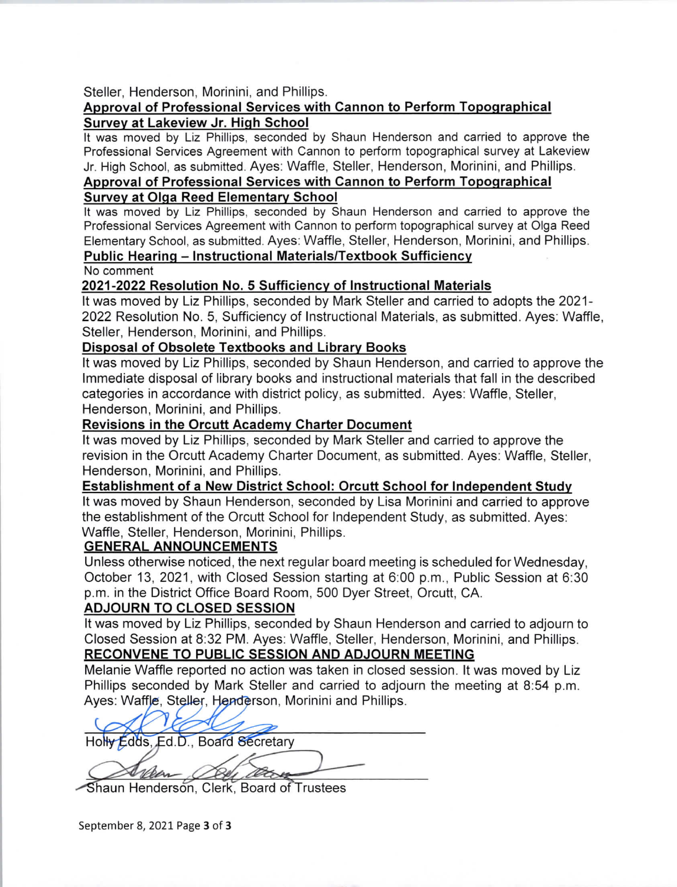Steller, Henderson, Morinini, and Phillips.

**Approval of Professional Services with Cannon to Perform Topographical Survey at Lakeview Jr. High School**

It was moved by Liz Phillips, seconded by Shaun Henderson and carried to approve the Professional Services Agreement with Cannon to perform topographical survey at Lakeview Jr. High School, as submitted. Ayes: Waffle, Steller, Henderson, Morinini, and Phillips.

**Approval of Professional Services with Cannon to Perform Topographical Survey at Olga Reed Elementary School**

It was moved by Liz Phillips, seconded by Shaun Henderson and carried to approve the Professional Services Agreement with Cannon to perform topographical survey at Olga Reed Elementary School, as submitted. Ayes: Waffle, Steller, Henderson, Morinini, and Phillips.

**Public Hearing – Instructional Materials/Textbook Sufficiency**

No comment

**2021-2022 Resolution No. 5 Sufficiency of Instructional Materials**

It was moved by Liz Phillips, seconded by Mark Steller and carried to adopts the 2021-2022 Resolution No. 5, Sufficiency of Instructional Materials, as submitted. Ayes: Waffle, Steller, Henderson, Morinini, and Phillips.

**Disposal of Obsolete Textbooks and Library Books**

It was moved by Liz Phillips, seconded by Shaun Henderson, and carried to approve the Immediate disposal of library books and instructional materials that fall in the described categories in accordance with district policy, as submitted. Ayes: Waffle, Steller, Henderson, Morinini, and Phillips.

**Revisions in the Orcutt Academy Charter Document**

It was moved by Liz Phillips, seconded by Mark Steller and carried to approve the revision in the Orcutt Academy Charter Document, as submitted. Ayes: Waffle, Steller, Henderson, Morinini, and Phillips.

**Establishment of a New District School: Orcutt School for Independent Study**

It was moved by Shaun Henderson, seconded by Lisa Morinini and carried to approve the establishment of the Orcutt School for Independent Study, as submitted. Ayes: Waffle, Steller, Henderson, Morinini, Phillips.

**GENERAL ANNOUNCEMENTS**

Unless otherwise noticed, the next regular board meeting is scheduled for Wednesday, October 13, 2021, with Closed Session starting at 6:00 p.m., Public Session at 6:30 p.m. in the District Office Board Room, 500 Dyer Street, Orcutt, CA.

**ADJOURN TO CLOSED SESSION**

It was moved by Liz Phillips, seconded by Shaun Henderson and carried to adjourn to Closed Session at 8:32 PM. Ayes: Waffle, Steller, Henderson, Morinini, and Phillips.

**RECONVENE TO PUBLIC SESSION AND ADJOURN MEETING**

Melanie Waffle reported no action was taken in closed session. It was moved by Liz Phillips seconded by Mark Steller and carried to adjourn the meeting at 8:54 p.m. Ayes: Waffle, Steller, Henderson, Morinini and Phillips.

Holly Edds, Ed.D., Board Secretary

Shaun Henderson, Clerk, Board of Trustees